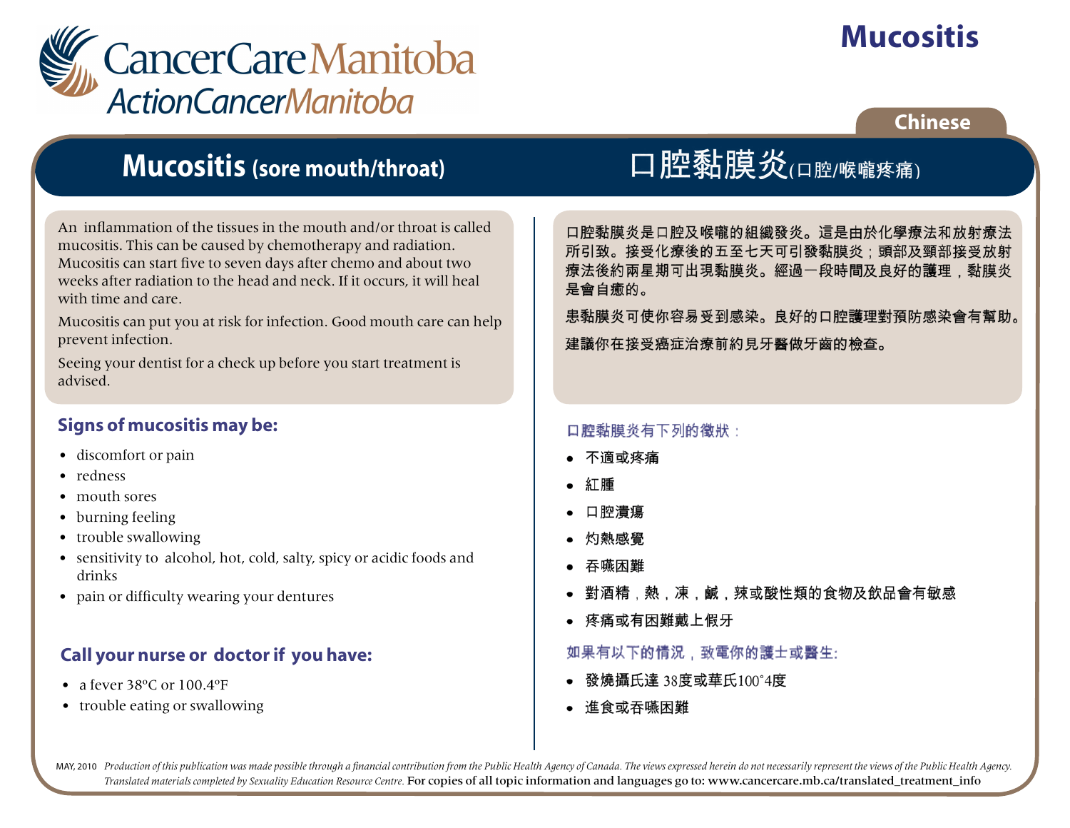# Mucositis

**Chinese**

CancerCare Manitoba
ActionCancerManitoba

## Mucositis (sore mouth/throat)

An inflammation of the tissues in the mouth and/or throat is called mucositis. This can be caused by chemotherapy and radiation. Mucositis can start five to seven days after chemo and about two weeks after radiation to the head and neck. If it occurs, it will heal with time and care.

Mucositis can put you at risk for infection. Good mouth care can help prevent infection.

Seeing your dentist for a check up before you start treatment is advised.

### Signs of mucositis may be:

- discomfort or pain
- redness
- mouth sores
- burning feeling
- trouble swallowing
- sensitivity to alcohol, hot, cold, salty, spicy or acidic foods and drinks
- pain or difficulty wearing your dentures

### Call your nurse or doctor if you have:

- a fever 38ºC or 100.4ºF
- trouble eating or swallowing

## 口腔黏膜炎(口腔/喉嚨疼痛)

口腔黏膜炎是口腔及喉嚨的組織發炎。這是由於化學療法和放射療法所引致。接受化療後的五至七天可引發黏膜炎；頭部及頸部接受放射療法後約兩星期可出現黏膜炎。經過一段時間及良好的護理，黏膜炎是會自癒的。

患黏膜炎可使你容易受到感染。良好的口腔護理對預防感染會有幫助。

建議你在接受癌症治療前約見牙醫做牙齒的檢查。

### 口腔黏膜炎有下列的徵狀：

- 不適或疼痛
- 紅腫
- 口腔潰瘍
- 灼熱感覺
- 吞嚥困難
- 對酒精，熱，凍，鹹，辣或酸性類的食物及飲品會有敏感
- 疼痛或有困難戴上假牙

### 如果有以下的情況，致電你的護士或醫生:

- 發燒攝氏達 38度或華氏100˚4度
- 進食或吞嚥困難

MAY, 2010 *Production of this publication was made possible through a financial contribution from the Public Health Agency of Canada. The views expressed herein do not necessarily represent the views of the Public Health Agency. Translated materials completed by Sexuality Education Resource Centre.* For copies of all topic information and languages go to: www.cancercare.mb.ca/translated_treatment_info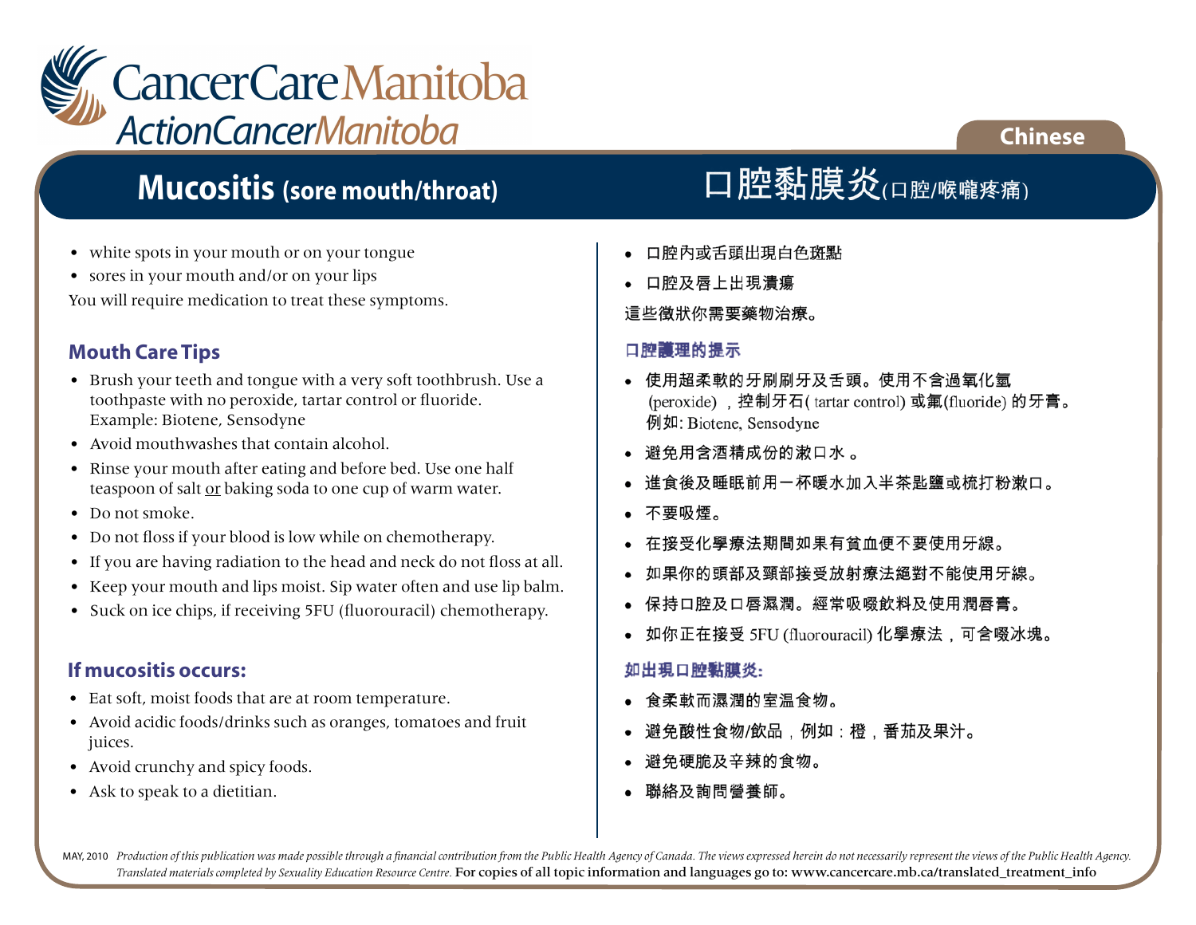# Mucositis (sore mouth/throat)

- white spots in your mouth or on your tongue
- sores in your mouth and/or on your lips

You will require medication to treat these symptoms.

## Mouth Care Tips

- Brush your teeth and tongue with a very soft toothbrush. Use a toothpaste with no peroxide, tartar control or fluoride. Example: Biotene, Sensodyne
- Avoid mouthwashes that contain alcohol.
- Rinse your mouth after eating and before bed. Use one half teaspoon of salt or baking soda to one cup of warm water.
- Do not smoke.
- Do not floss if your blood is low while on chemotherapy.
- If you are having radiation to the head and neck do not floss at all.
- Keep your mouth and lips moist. Sip water often and use lip balm.
- Suck on ice chips, if receiving 5FU (fluorouracil) chemotherapy.

## If mucositis occurs:

- Eat soft, moist foods that are at room temperature.
- Avoid acidic foods/drinks such as oranges, tomatoes and fruit juices.
- Avoid crunchy and spicy foods.
- Ask to speak to a dietitian.

# 口腔黏膜炎(口腔/喉嚨疼痛)

- 口腔內或舌頭出現白色斑點
- 口腔及唇上出現潰瘍

這些徵狀你需要藥物治療。

## 口腔護理的提示

- 使用超柔軟的牙刷刷牙及舌頭。使用不含過氧化氫(peroxide)，控制牙石( tartar control) 或氟(fluoride) 的牙膏。例如: Biotene, Sensodyne
- 避免用含酒精成份的漱口水。
- 進食後及睡眠前用一杯暖水加入半茶匙鹽或梳打粉漱口。
- 不要吸煙。
- 在接受化學療法期間如果有貧血便不要使用牙線。
- 如果你的頭部及頸部接受放射療法絕對不能使用牙線。
- 保持口腔及口唇濕潤。經常吸啜飲料及使用潤唇膏。
- 如你正在接受 5FU (fluorouracil) 化學療法，可含啜冰塊。

## 如出現口腔黏膜炎:

- 食柔軟而濕潤的室溫食物。
- 避免酸性食物/飲品，例如：橙，番茄及果汁。
- 避免硬脆及辛辣的食物。
- 聯絡及詢問營養師。

MAY, 2010 *Production of this publication was made possible through a financial contribution from the Public Health Agency of Canada. The views expressed herein do not necessarily represent the views of the Public Health Agency. Translated materials completed by Sexuality Education Resource Centre.* For copies of all topic information and languages go to: www.cancercare.mb.ca/translated_treatment_info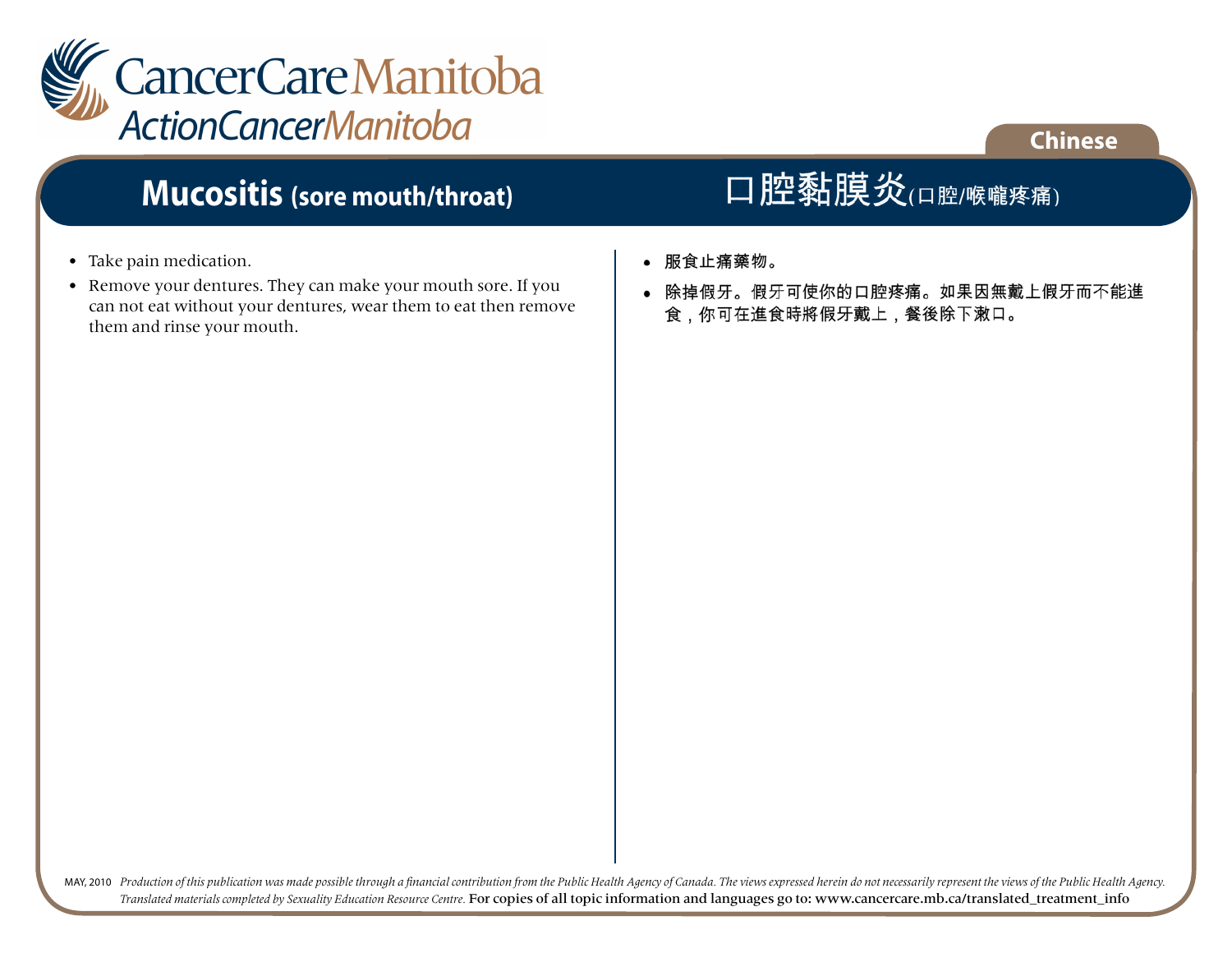# Mucositis (sore mouth/throat)

- Take pain medication.
- Remove your dentures. They can make your mouth sore. If you can not eat without your dentures, wear them to eat then remove them and rinse your mouth.

# 口腔黏膜炎(口腔/喉嚨疼痛)

- 服食止痛藥物。
- 除掉假牙。假牙可使你的口腔疼痛。如果因無戴上假牙而不能進食，你可在進食時將假牙戴上，餐後除下漱口。

MAY, 2010 *Production of this publication was made possible through a financial contribution from the Public Health Agency of Canada. The views expressed herein do not necessarily represent the views of the Public Health Agency. Translated materials completed by Sexuality Education Resource Centre.* For copies of all topic information and languages go to: www.cancercare.mb.ca/translated_treatment_info